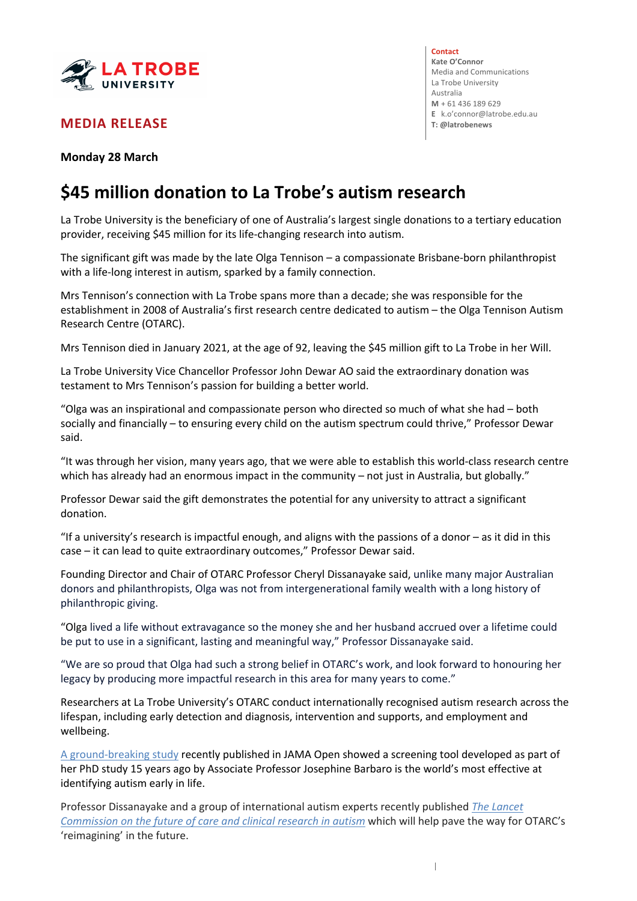LA TROBE UNIVERSITY

**Contact**
Kate O'Connor
Media and Communications
La Trobe University
Australia
**M** + 61 436 189 629
**E** k.o'connor@latrobe.edu.au
**T: @latrobenews**

## MEDIA RELEASE

**Monday 28 March**

# $45 million donation to La Trobe's autism research

La Trobe University is the beneficiary of one of Australia's largest single donations to a tertiary education provider, receiving $45 million for its life-changing research into autism.

The significant gift was made by the late Olga Tennison – a compassionate Brisbane-born philanthropist with a life-long interest in autism, sparked by a family connection.

Mrs Tennison's connection with La Trobe spans more than a decade; she was responsible for the establishment in 2008 of Australia's first research centre dedicated to autism – the Olga Tennison Autism Research Centre (OTARC).

Mrs Tennison died in January 2021, at the age of 92, leaving the $45 million gift to La Trobe in her Will.

La Trobe University Vice Chancellor Professor John Dewar AO said the extraordinary donation was testament to Mrs Tennison's passion for building a better world.

"Olga was an inspirational and compassionate person who directed so much of what she had – both socially and financially – to ensuring every child on the autism spectrum could thrive," Professor Dewar said.

"It was through her vision, many years ago, that we were able to establish this world-class research centre which has already had an enormous impact in the community – not just in Australia, but globally."

Professor Dewar said the gift demonstrates the potential for any university to attract a significant donation.

"If a university's research is impactful enough, and aligns with the passions of a donor – as it did in this case – it can lead to quite extraordinary outcomes," Professor Dewar said.

Founding Director and Chair of OTARC Professor Cheryl Dissanayake said, unlike many major Australian donors and philanthropists, Olga was not from intergenerational family wealth with a long history of philanthropic giving.

"Olga lived a life without extravagance so the money she and her husband accrued over a lifetime could be put to use in a significant, lasting and meaningful way," Professor Dissanayake said.

"We are so proud that Olga had such a strong belief in OTARC's work, and look forward to honouring her legacy by producing more impactful research in this area for many years to come."

Researchers at La Trobe University's OTARC conduct internationally recognised autism research across the lifespan, including early detection and diagnosis, intervention and supports, and employment and wellbeing.

A ground-breaking study recently published in JAMA Open showed a screening tool developed as part of her PhD study 15 years ago by Associate Professor Josephine Barbaro is the world's most effective at identifying autism early in life.

Professor Dissanayake and a group of international autism experts recently published *The Lancet Commission on the future of care and clinical research in autism* which will help pave the way for OTARC's 'reimagining' in the future.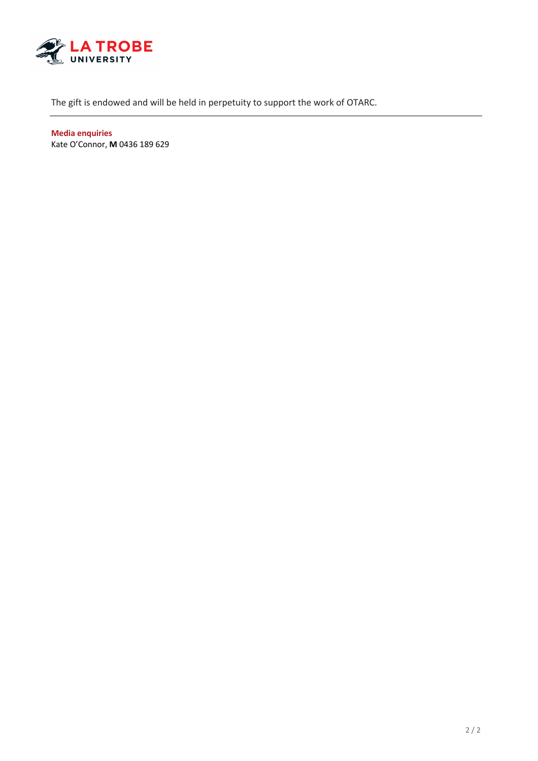The gift is endowed and will be held in perpetuity to support the work of OTARC.

---

**Media enquiries**
Kate O'Connor, **M** 0436 189 629